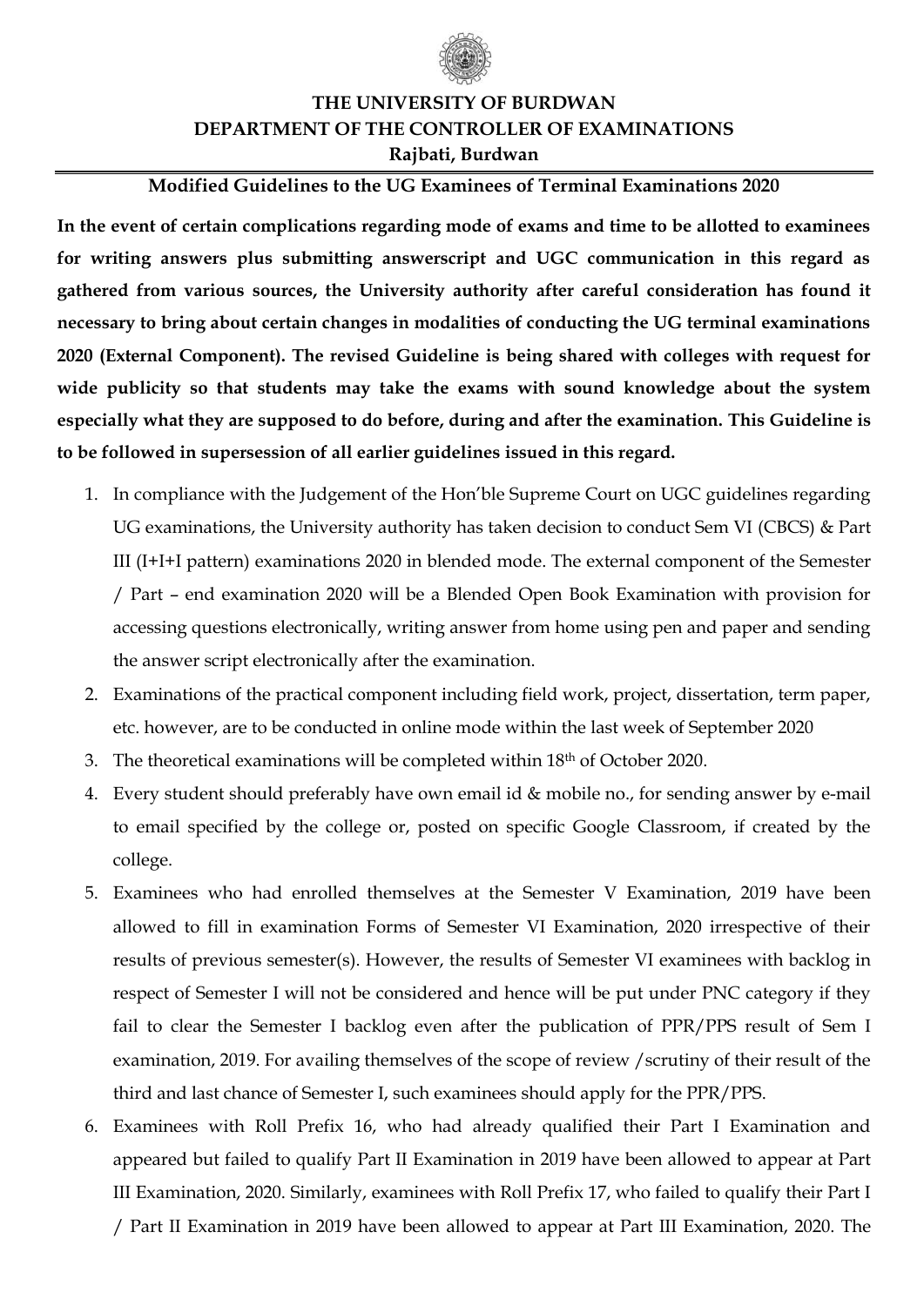# THE UNIVERSITY OF BURDWAN
## DEPARTMENT OF THE CONTROLLER OF EXAMINATIONS
### Rajbati, Burdwan

**Modified Guidelines to the UG Examinees of Terminal Examinations 2020**

**In the event of certain complications regarding mode of exams and time to be allotted to examinees for writing answers plus submitting answerscript and UGC communication in this regard as gathered from various sources, the University authority after careful consideration has found it necessary to bring about certain changes in modalities of conducting the UG terminal examinations 2020 (External Component). The revised Guideline is being shared with colleges with request for wide publicity so that students may take the exams with sound knowledge about the system especially what they are supposed to do before, during and after the examination. This Guideline is to be followed in supersession of all earlier guidelines issued in this regard.**

1. In compliance with the Judgement of the Hon'ble Supreme Court on UGC guidelines regarding UG examinations, the University authority has taken decision to conduct Sem VI (CBCS) & Part III (I+I+I pattern) examinations 2020 in blended mode. The external component of the Semester / Part – end examination 2020 will be a Blended Open Book Examination with provision for accessing questions electronically, writing answer from home using pen and paper and sending the answer script electronically after the examination.
2. Examinations of the practical component including field work, project, dissertation, term paper, etc. however, are to be conducted in online mode within the last week of September 2020
3. The theoretical examinations will be completed within 18th of October 2020.
4. Every student should preferably have own email id & mobile no., for sending answer by e-mail to email specified by the college or, posted on specific Google Classroom, if created by the college.
5. Examinees who had enrolled themselves at the Semester V Examination, 2019 have been allowed to fill in examination Forms of Semester VI Examination, 2020 irrespective of their results of previous semester(s). However, the results of Semester VI examinees with backlog in respect of Semester I will not be considered and hence will be put under PNC category if they fail to clear the Semester I backlog even after the publication of PPR/PPS result of Sem I examination, 2019. For availing themselves of the scope of review /scrutiny of their result of the third and last chance of Semester I, such examinees should apply for the PPR/PPS.
6. Examinees with Roll Prefix 16, who had already qualified their Part I Examination and appeared but failed to qualify Part II Examination in 2019 have been allowed to appear at Part III Examination, 2020. Similarly, examinees with Roll Prefix 17, who failed to qualify their Part I / Part II Examination in 2019 have been allowed to appear at Part III Examination, 2020. The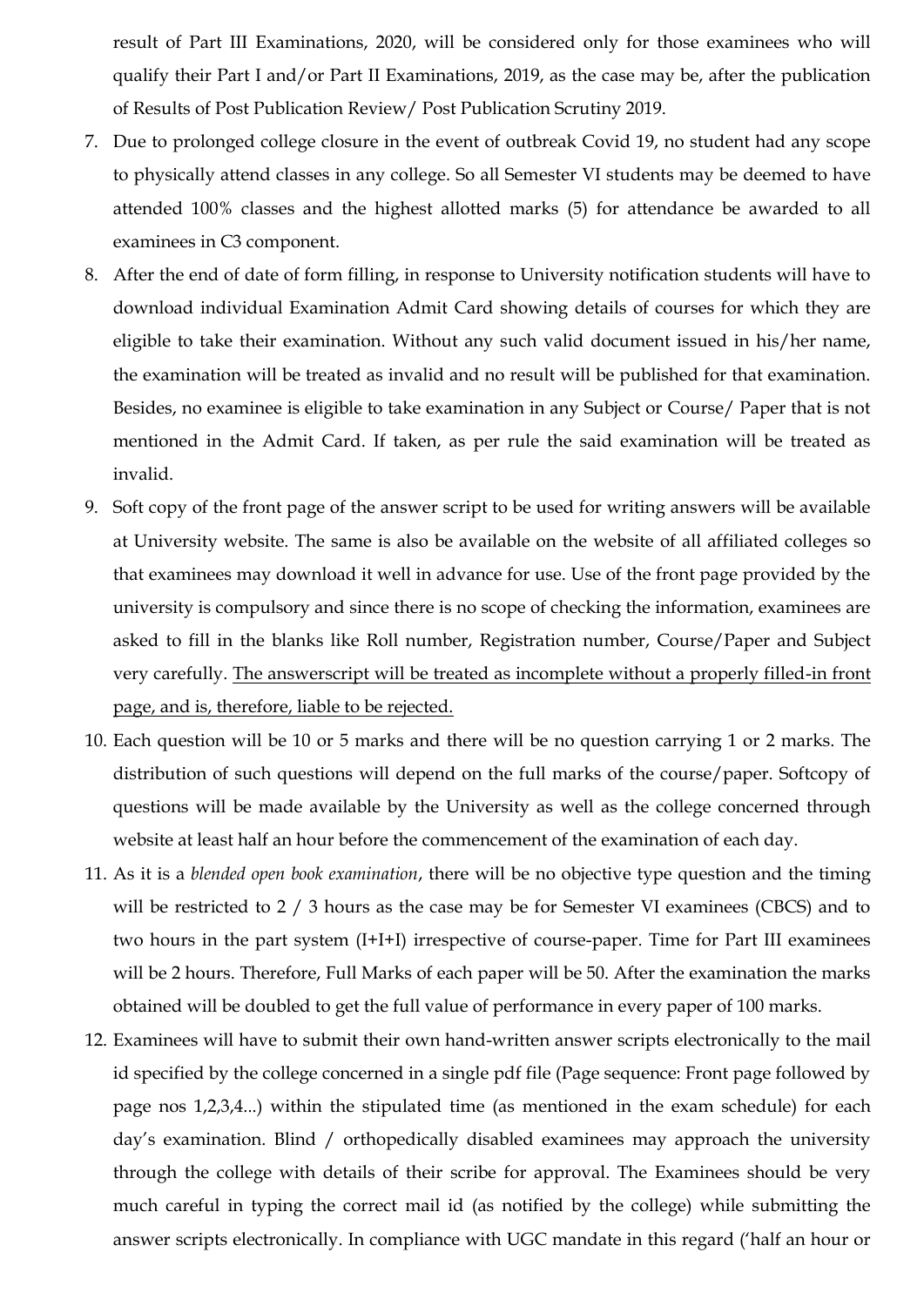result of Part III Examinations, 2020, will be considered only for those examinees who will qualify their Part I and/or Part II Examinations, 2019, as the case may be, after the publication of Results of Post Publication Review/ Post Publication Scrutiny 2019.

7. Due to prolonged college closure in the event of outbreak Covid 19, no student had any scope to physically attend classes in any college. So all Semester VI students may be deemed to have attended 100% classes and the highest allotted marks (5) for attendance be awarded to all examinees in C3 component.
8. After the end of date of form filling, in response to University notification students will have to download individual Examination Admit Card showing details of courses for which they are eligible to take their examination. Without any such valid document issued in his/her name, the examination will be treated as invalid and no result will be published for that examination. Besides, no examinee is eligible to take examination in any Subject or Course/ Paper that is not mentioned in the Admit Card. If taken, as per rule the said examination will be treated as invalid.
9. Soft copy of the front page of the answer script to be used for writing answers will be available at University website. The same is also be available on the website of all affiliated colleges so that examinees may download it well in advance for use. Use of the front page provided by the university is compulsory and since there is no scope of checking the information, examinees are asked to fill in the blanks like Roll number, Registration number, Course/Paper and Subject very carefully. <u>The answerscript will be treated as incomplete without a properly filled-in front page, and is, therefore, liable to be rejected.</u>
10. Each question will be 10 or 5 marks and there will be no question carrying 1 or 2 marks. The distribution of such questions will depend on the full marks of the course/paper. Softcopy of questions will be made available by the University as well as the college concerned through website at least half an hour before the commencement of the examination of each day.
11. As it is a *blended open book examination*, there will be no objective type question and the timing will be restricted to 2 / 3 hours as the case may be for Semester VI examinees (CBCS) and to two hours in the part system (I+I+I) irrespective of course-paper. Time for Part III examinees will be 2 hours. Therefore, Full Marks of each paper will be 50. After the examination the marks obtained will be doubled to get the full value of performance in every paper of 100 marks.
12. Examinees will have to submit their own hand-written answer scripts electronically to the mail id specified by the college concerned in a single pdf file (Page sequence: Front page followed by page nos 1,2,3,4...) within the stipulated time (as mentioned in the exam schedule) for each day's examination. Blind / orthopedically disabled examinees may approach the university through the college with details of their scribe for approval. The Examinees should be very much careful in typing the correct mail id (as notified by the college) while submitting the answer scripts electronically. In compliance with UGC mandate in this regard ('half an hour or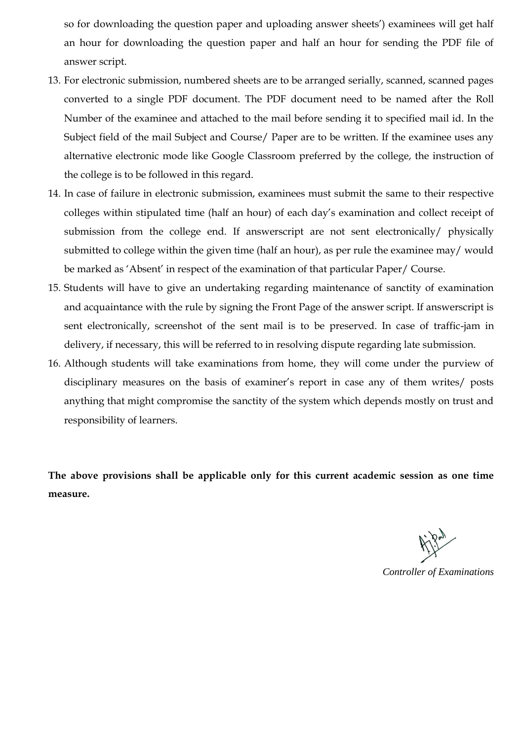so for downloading the question paper and uploading answer sheets') examinees will get half an hour for downloading the question paper and half an hour for sending the PDF file of answer script.

13. For electronic submission, numbered sheets are to be arranged serially, scanned, scanned pages converted to a single PDF document. The PDF document need to be named after the Roll Number of the examinee and attached to the mail before sending it to specified mail id. In the Subject field of the mail Subject and Course/ Paper are to be written. If the examinee uses any alternative electronic mode like Google Classroom preferred by the college, the instruction of the college is to be followed in this regard.
14. In case of failure in electronic submission, examinees must submit the same to their respective colleges within stipulated time (half an hour) of each day's examination and collect receipt of submission from the college end. If answerscript are not sent electronically/ physically submitted to college within the given time (half an hour), as per rule the examinee may/ would be marked as 'Absent' in respect of the examination of that particular Paper/ Course.
15. Students will have to give an undertaking regarding maintenance of sanctity of examination and acquaintance with the rule by signing the Front Page of the answer script. If answerscript is sent electronically, screenshot of the sent mail is to be preserved. In case of traffic-jam in delivery, if necessary, this will be referred to in resolving dispute regarding late submission.
16. Although students will take examinations from home, they will come under the purview of disciplinary measures on the basis of examiner's report in case any of them writes/ posts anything that might compromise the sanctity of the system which depends mostly on trust and responsibility of learners.

**The above provisions shall be applicable only for this current academic session as one time measure.**

*Controller of Examinations*